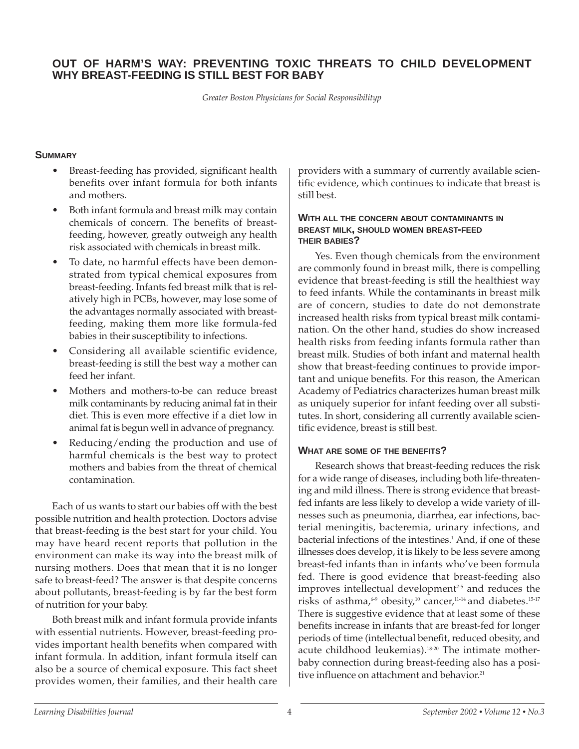# OUT OF HARM'S WAY: PREVENTING TOXIC THREATS TO CHILD DEVELOPMENT WHY BREAST-FEEDING IS STILL BEST FOR BABY

*Greater Boston Physicians for Social Responsibilityp*

## SUMMARY

- Breast-feeding has provided, significant health benefits over infant formula for both infants and mothers.
- Both infant formula and breast milk may contain chemicals of concern. The benefits of breast-feeding, however, greatly outweigh any health risk associated with chemicals in breast milk.
- To date, no harmful effects have been demonstrated from typical chemical exposures from breast-feeding. Infants fed breast milk that is relatively high in PCBs, however, may lose some of the advantages normally associated with breast-feeding, making them more like formula-fed babies in their susceptibility to infections.
- Considering all available scientific evidence, breast-feeding is still the best way a mother can feed her infant.
- Mothers and mothers-to-be can reduce breast milk contaminants by reducing animal fat in their diet. This is even more effective if a diet low in animal fat is begun well in advance of pregnancy.
- Reducing/ending the production and use of harmful chemicals is the best way to protect mothers and babies from the threat of chemical contamination.

Each of us wants to start our babies off with the best possible nutrition and health protection. Doctors advise that breast-feeding is the best start for your child. You may have heard recent reports that pollution in the environment can make its way into the breast milk of nursing mothers. Does that mean that it is no longer safe to breast-feed? The answer is that despite concerns about pollutants, breast-feeding is by far the best form of nutrition for your baby.

Both breast milk and infant formula provide infants with essential nutrients. However, breast-feeding provides important health benefits when compared with infant formula. In addition, infant formula itself can also be a source of chemical exposure. This fact sheet provides women, their families, and their health care providers with a summary of currently available scientific evidence, which continues to indicate that breast is still best.

## WITH ALL THE CONCERN ABOUT CONTAMINANTS IN BREAST MILK, SHOULD WOMEN BREAST-FEED THEIR BABIES?

Yes. Even though chemicals from the environment are commonly found in breast milk, there is compelling evidence that breast-feeding is still the healthiest way to feed infants. While the contaminants in breast milk are of concern, studies to date do not demonstrate increased health risks from typical breast milk contamination. On the other hand, studies do show increased health risks from feeding infants formula rather than breast milk. Studies of both infant and maternal health show that breast-feeding continues to provide important and unique benefits. For this reason, the American Academy of Pediatrics characterizes human breast milk as uniquely superior for infant feeding over all substitutes. In short, considering all currently available scientific evidence, breast is still best.

## WHAT ARE SOME OF THE BENEFITS?

Research shows that breast-feeding reduces the risk for a wide range of diseases, including both life-threatening and mild illness. There is strong evidence that breast-fed infants are less likely to develop a wide variety of illnesses such as pneumonia, diarrhea, ear infections, bacterial meningitis, bacteremia, urinary infections, and bacterial infections of the intestines.[1] And, if one of these illnesses does develop, it is likely to be less severe among breast-fed infants than in infants who've been formula fed. There is good evidence that breast-feeding also improves intellectual development[2-5] and reduces the risks of asthma,[6-9] obesity,[10] cancer,[11-14] and diabetes.[15-17] There is suggestive evidence that at least some of these benefits increase in infants that are breast-fed for longer periods of time (intellectual benefit, reduced obesity, and acute childhood leukemias).[18-20] The intimate mother-baby connection during breast-feeding also has a positive influence on attachment and behavior.[21]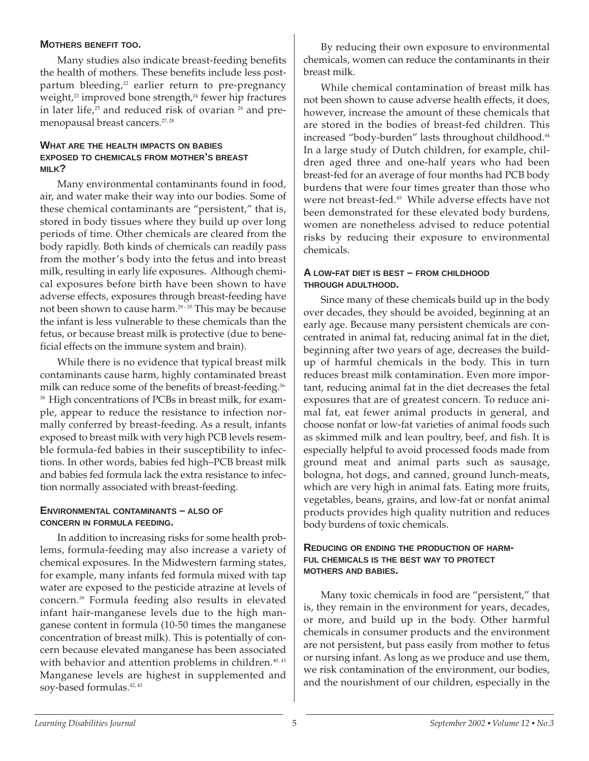### Mothers benefit too.

Many studies also indicate breast-feeding benefits the health of mothers. These benefits include less postpartum bleeding,[22] earlier return to pre-pregnancy weight,[23] improved bone strength,[24] fewer hip fractures in later life,[25] and reduced risk of ovarian [26] and premenopausal breast cancers.[27, 28]

### What are the health impacts on babies exposed to chemicals from mother's breast milk?

Many environmental contaminants found in food, air, and water make their way into our bodies. Some of these chemical contaminants are "persistent," that is, stored in body tissues where they build up over long periods of time. Other chemicals are cleared from the body rapidly. Both kinds of chemicals can readily pass from the mother's body into the fetus and into breast milk, resulting in early life exposures. Although chemical exposures before birth have been shown to have adverse effects, exposures through breast-feeding have not been shown to cause harm.[29 - 35] This may be because the infant is less vulnerable to these chemicals than the fetus, or because breast milk is protective (due to beneficial effects on the immune system and brain).

While there is no evidence that typical breast milk contaminants cause harm, highly contaminated breast milk can reduce some of the benefits of breast-feeding.[36-38] High concentrations of PCBs in breast milk, for example, appear to reduce the resistance to infection normally conferred by breast-feeding. As a result, infants exposed to breast milk with very high PCB levels resemble formula-fed babies in their susceptibility to infections. In other words, babies fed high–PCB breast milk and babies fed formula lack the extra resistance to infection normally associated with breast-feeding.

### Environmental contaminants – also of concern in formula feeding.

In addition to increasing risks for some health problems, formula-feeding may also increase a variety of chemical exposures. In the Midwestern farming states, for example, many infants fed formula mixed with tap water are exposed to the pesticide atrazine at levels of concern.[39] Formula feeding also results in elevated infant hair-manganese levels due to the high manganese content in formula (10-50 times the manganese concentration of breast milk). This is potentially of concern because elevated manganese has been associated with behavior and attention problems in children.[40, 41] Manganese levels are highest in supplemented and soy-based formulas.[42, 43]

By reducing their own exposure to environmental chemicals, women can reduce the contaminants in their breast milk.

While chemical contamination of breast milk has not been shown to cause adverse health effects, it does, however, increase the amount of these chemicals that are stored in the bodies of breast-fed children. This increased "body-burden" lasts throughout childhood.[44] In a large study of Dutch children, for example, children aged three and one-half years who had been breast-fed for an average of four months had PCB body burdens that were four times greater than those who were not breast-fed.[45] While adverse effects have not been demonstrated for these elevated body burdens, women are nonetheless advised to reduce potential risks by reducing their exposure to environmental chemicals.

### A low-fat diet is best – from childhood through adulthood.

Since many of these chemicals build up in the body over decades, they should be avoided, beginning at an early age. Because many persistent chemicals are concentrated in animal fat, reducing animal fat in the diet, beginning after two years of age, decreases the buildup of harmful chemicals in the body. This in turn reduces breast milk contamination. Even more important, reducing animal fat in the diet decreases the fetal exposures that are of greatest concern. To reduce animal fat, eat fewer animal products in general, and choose nonfat or low-fat varieties of animal foods such as skimmed milk and lean poultry, beef, and fish. It is especially helpful to avoid processed foods made from ground meat and animal parts such as sausage, bologna, hot dogs, and canned, ground lunch-meats, which are very high in animal fats. Eating more fruits, vegetables, beans, grains, and low-fat or nonfat animal products provides high quality nutrition and reduces body burdens of toxic chemicals.

### Reducing or ending the production of harmful chemicals is the best way to protect mothers and babies.

Many toxic chemicals in food are "persistent," that is, they remain in the environment for years, decades, or more, and build up in the body. Other harmful chemicals in consumer products and the environment are not persistent, but pass easily from mother to fetus or nursing infant. As long as we produce and use them, we risk contamination of the environment, our bodies, and the nourishment of our children, especially in the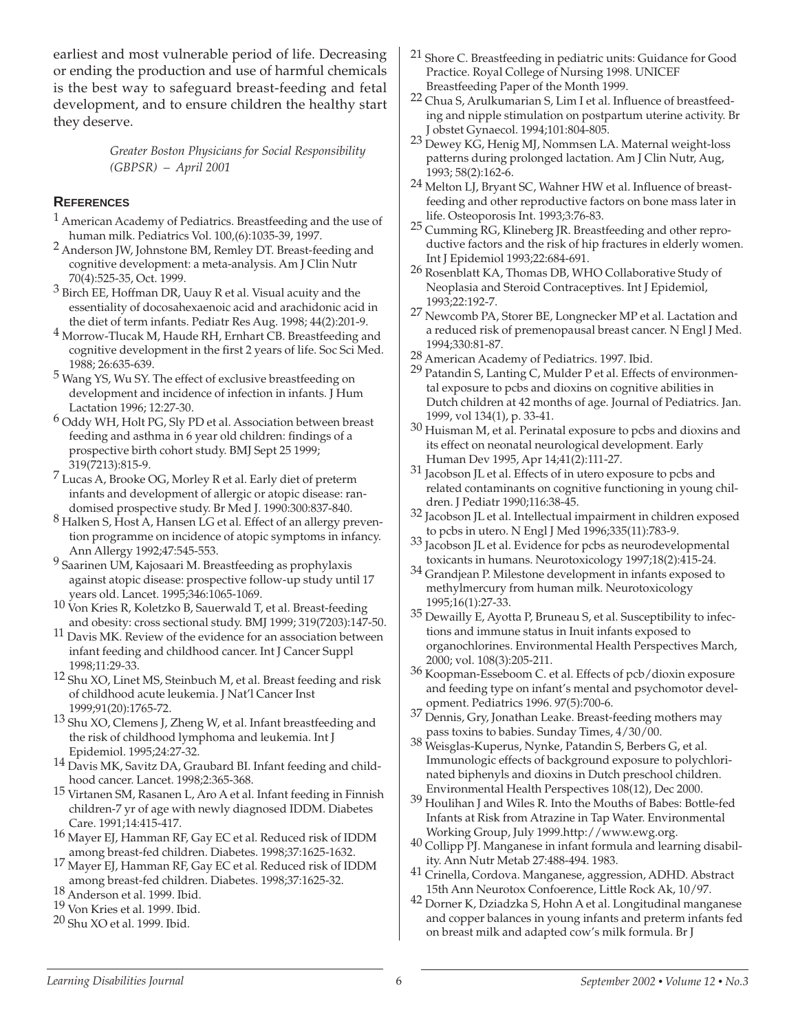earliest and most vulnerable period of life. Decreasing or ending the production and use of harmful chemicals is the best way to safeguard breast-feeding and fetal development, and to ensure children the healthy start they deserve.

*Greater Boston Physicians for Social Responsibility (GBPSR) – April 2001*

## REFERENCES

[1] American Academy of Pediatrics. Breastfeeding and the use of human milk. Pediatrics Vol. 100,(6):1035-39, 1997.

[2] Anderson JW, Johnstone BM, Remley DT. Breast-feeding and cognitive development: a meta-analysis. Am J Clin Nutr 70(4):525-35, Oct. 1999.

[3] Birch EE, Hoffman DR, Uauy R et al. Visual acuity and the essentiality of docosahexaenoic acid and arachidonic acid in the diet of term infants. Pediatr Res Aug. 1998; 44(2):201-9.

[4] Morrow-Tlucak M, Haude RH, Ernhart CB. Breastfeeding and cognitive development in the first 2 years of life. Soc Sci Med. 1988; 26:635-639.

[5] Wang YS, Wu SY. The effect of exclusive breastfeeding on development and incidence of infection in infants. J Hum Lactation 1996; 12:27-30.

[6] Oddy WH, Holt PG, Sly PD et al. Association between breast feeding and asthma in 6 year old children: findings of a prospective birth cohort study. BMJ Sept 25 1999; 319(7213):815-9.

[7] Lucas A, Brooke OG, Morley R et al. Early diet of preterm infants and development of allergic or atopic disease: randomised prospective study. Br Med J. 1990:300:837-840.

[8] Halken S, Host A, Hansen LG et al. Effect of an allergy prevention programme on incidence of atopic symptoms in infancy. Ann Allergy 1992;47:545-553.

[9] Saarinen UM, Kajosaari M. Breastfeeding as prophylaxis against atopic disease: prospective follow-up study until 17 years old. Lancet. 1995;346:1065-1069.

[10] Von Kries R, Koletzko B, Sauerwald T, et al. Breast-feeding and obesity: cross sectional study. BMJ 1999; 319(7203):147-50.

[11] Davis MK. Review of the evidence for an association between infant feeding and childhood cancer. Int J Cancer Suppl 1998;11:29-33.

[12] Shu XO, Linet MS, Steinbuch M, et al. Breast feeding and risk of childhood acute leukemia. J Nat'l Cancer Inst 1999;91(20):1765-72.

[13] Shu XO, Clemens J, Zheng W, et al. Infant breastfeeding and the risk of childhood lymphoma and leukemia. Int J Epidemiol. 1995;24:27-32.

[14] Davis MK, Savitz DA, Graubard BI. Infant feeding and childhood cancer. Lancet. 1998;2:365-368.

[15] Virtanen SM, Rasanen L, Aro A et al. Infant feeding in Finnish children-7 yr of age with newly diagnosed IDDM. Diabetes Care. 1991;14:415-417.

[16] Mayer EJ, Hamman RF, Gay EC et al. Reduced risk of IDDM among breast-fed children. Diabetes. 1998;37:1625-1632.

[17] Mayer EJ, Hamman RF, Gay EC et al. Reduced risk of IDDM among breast-fed children. Diabetes. 1998;37:1625-32.

[18] Anderson et al. 1999. Ibid.

[19] Von Kries et al. 1999. Ibid.

[20] Shu XO et al. 1999. Ibid.

[21] Shore C. Breastfeeding in pediatric units: Guidance for Good Practice. Royal College of Nursing 1998. UNICEF Breastfeeding Paper of the Month 1999.

[22] Chua S, Arulkumarian S, Lim I et al. Influence of breastfeeding and nipple stimulation on postpartum uterine activity. Br J obstet Gynaecol. 1994;101:804-805.

[23] Dewey KG, Henig MJ, Nommsen LA. Maternal weight-loss patterns during prolonged lactation. Am J Clin Nutr, Aug, 1993; 58(2):162-6.

[24] Melton LJ, Bryant SC, Wahner HW et al. Influence of breastfeeding and other reproductive factors on bone mass later in life. Osteoporosis Int. 1993;3:76-83.

[25] Cumming RG, Klineberg JR. Breastfeeding and other reproductive factors and the risk of hip fractures in elderly women. Int J Epidemiol 1993;22:684-691.

[26] Rosenblatt KA, Thomas DB, WHO Collaborative Study of Neoplasia and Steroid Contraceptives. Int J Epidemiol, 1993;22:192-7.

[27] Newcomb PA, Storer BE, Longnecker MP et al. Lactation and a reduced risk of premenopausal breast cancer. N Engl J Med. 1994;330:81-87.

[28] American Academy of Pediatrics. 1997. Ibid.

[29] Patandin S, Lanting C, Mulder P et al. Effects of environmental exposure to pcbs and dioxins on cognitive abilities in Dutch children at 42 months of age. Journal of Pediatrics. Jan. 1999, vol 134(1), p. 33-41.

[30] Huisman M, et al. Perinatal exposure to pcbs and dioxins and its effect on neonatal neurological development. Early Human Dev 1995, Apr 14;41(2):111-27.

[31] Jacobson JL et al. Effects of in utero exposure to pcbs and related contaminants on cognitive functioning in young children. J Pediatr 1990;116:38-45.

[32] Jacobson JL et al. Intellectual impairment in children exposed to pcbs in utero. N Engl J Med 1996;335(11):783-9.

[33] Jacobson JL et al. Evidence for pcbs as neurodevelopmental toxicants in humans. Neurotoxicology 1997;18(2):415-24.

[34] Grandjean P. Milestone development in infants exposed to methylmercury from human milk. Neurotoxicology 1995;16(1):27-33.

[35] Dewailly E, Ayotta P, Bruneau S, et al. Susceptibility to infections and immune status in Inuit infants exposed to organochlorines. Environmental Health Perspectives March, 2000; vol. 108(3):205-211.

[36] Koopman-Esseboom C. et al. Effects of pcb/dioxin exposure and feeding type on infant's mental and psychomotor development. Pediatrics 1996. 97(5):700-6.

[37] Dennis, Gry, Jonathan Leake. Breast-feeding mothers may pass toxins to babies. Sunday Times, 4/30/00.

[38] Weisglas-Kuperus, Nynke, Patandin S, Berbers G, et al. Immunologic effects of background exposure to polychlorinated biphenyls and dioxins in Dutch preschool children. Environmental Health Perspectives 108(12), Dec 2000.

[39] Houlihan J and Wiles R. Into the Mouths of Babes: Bottle-fed Infants at Risk from Atrazine in Tap Water. Environmental Working Group, July 1999.http://www.ewg.org.

[40] Collipp PJ. Manganese in infant formula and learning disability. Ann Nutr Metab 27:488-494. 1983.

[41] Crinella, Cordova. Manganese, aggression, ADHD. Abstract 15th Ann Neurotox Confoerence, Little Rock Ak, 10/97.

[42] Dorner K, Dziadzka S, Hohn A et al. Longitudinal manganese and copper balances in young infants and preterm infants fed on breast milk and adapted cow's milk formula. Br J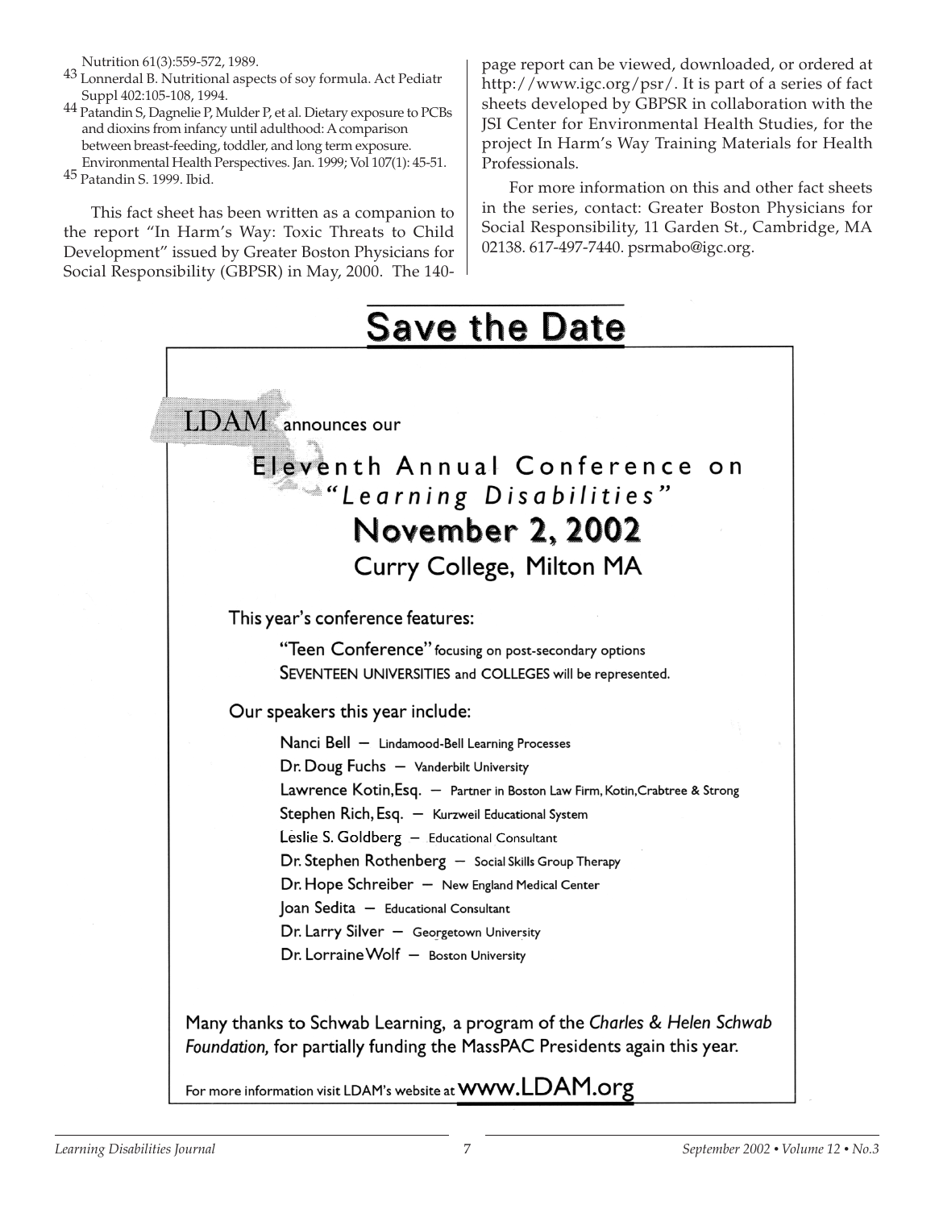Nutrition 61(3):559-572, 1989.

43 Lonnerdal B. Nutritional aspects of soy formula. Act Pediatr Suppl 402:105-108, 1994.

44 Patandin S, Dagnelie P, Mulder P, et al. Dietary exposure to PCBs and dioxins from infancy until adulthood: A comparison between breast-feeding, toddler, and long term exposure. Environmental Health Perspectives. Jan. 1999; Vol 107(1): 45-51.

45 Patandin S. 1999. Ibid.

This fact sheet has been written as a companion to the report "In Harm's Way: Toxic Threats to Child Development" issued by Greater Boston Physicians for Social Responsibility (GBPSR) in May, 2000. The 140-page report can be viewed, downloaded, or ordered at http://www.igc.org/psr/. It is part of a series of fact sheets developed by GBPSR in collaboration with the JSI Center for Environmental Health Studies, for the project In Harm's Way Training Materials for Health Professionals.

For more information on this and other fact sheets in the series, contact: Greater Boston Physicians for Social Responsibility, 11 Garden St., Cambridge, MA 02138. 617-497-7440. psrmabo@igc.org.

# Save the Date

LDAM announces our

## Eleventh Annual Conference on *"Learning Disabilities"*

## November 2, 2002

### Curry College, Milton MA

This year's conference features:

- "Teen Conference" focusing on post-secondary options
- SEVENTEEN UNIVERSITIES and COLLEGES will be represented.

Our speakers this year include:

- Nanci Bell – Lindamood-Bell Learning Processes
- Dr. Doug Fuchs – Vanderbilt University
- Lawrence Kotin, Esq. – Partner in Boston Law Firm, Kotin, Crabtree & Strong
- Stephen Rich, Esq. – Kurzweil Educational System
- Leslie S. Goldberg – Educational Consultant
- Dr. Stephen Rothenberg – Social Skills Group Therapy
- Dr. Hope Schreiber – New England Medical Center
- Joan Sedita – Educational Consultant
- Dr. Larry Silver – Georgetown University
- Dr. Lorraine Wolf – Boston University

Many thanks to Schwab Learning, a program of the *Charles & Helen Schwab Foundation,* for partially funding the MassPAC Presidents again this year.

For more information visit LDAM's website at **www.LDAM.org**